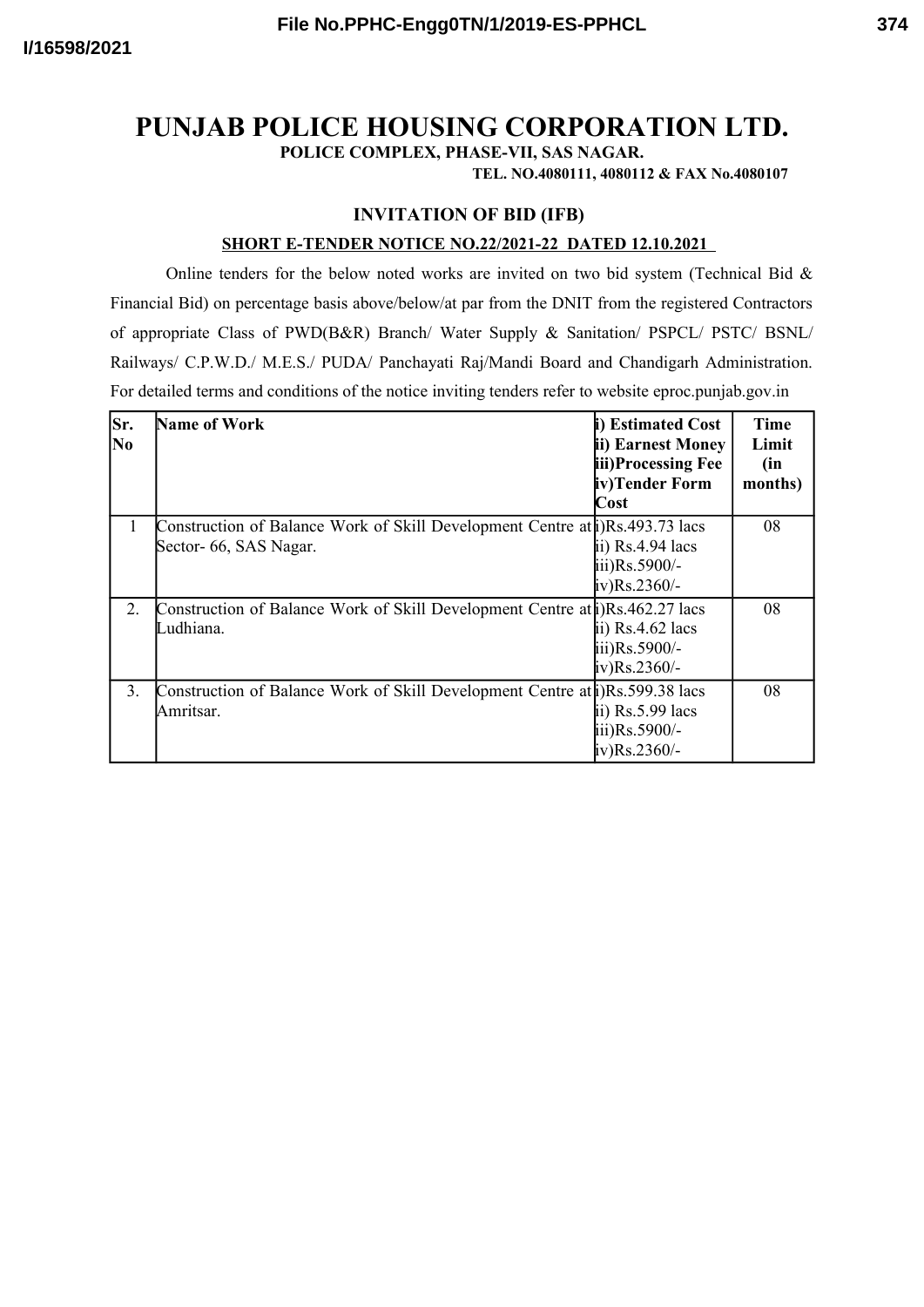# PUNJAB POLICE HOUSING CORPORATION LTD.

**POLICE COMPLEX, PHASE-VII, SAS NAGAR.**

**TEL. NO.4080111, 4080112 & FAX No.4080107**

## INVITATION OF BID (IFB)

**SHORT E-TENDER NOTICE NO.22/2021-22 DATED 12.10.2021**

Online tenders for the below noted works are invited on two bid system (Technical Bid & Financial Bid) on percentage basis above/below/at par from the DNIT from the registered Contractors of appropriate Class of PWD(B&R) Branch/ Water Supply & Sanitation/ PSPCL/ PSTC/ BSNL/ Railways/ C.P.W.D./ M.E.S./ PUDA/ Panchayati Raj/Mandi Board and Chandigarh Administration. For detailed terms and conditions of the notice inviting tenders refer to website eproc.punjab.gov.in

| Sr. No | Name of Work | i) Estimated Cost<br>ii) Earnest Money<br>iii)Processing Fee<br>iv)Tender Form Cost | Time Limit (in months) |
|---|---|---|---|
| 1 | Construction of Balance Work of Skill Development Centre at Sector- 66, SAS Nagar. | i)Rs.493.73 lacs<br>ii) Rs.4.94 lacs<br>iii)Rs.5900/-<br>iv)Rs.2360/- | 08 |
| 2. | Construction of Balance Work of Skill Development Centre at Ludhiana. | i)Rs.462.27 lacs<br>ii) Rs.4.62 lacs<br>iii)Rs.5900/-<br>iv)Rs.2360/- | 08 |
| 3. | Construction of Balance Work of Skill Development Centre at Amritsar. | i)Rs.599.38 lacs<br>ii) Rs.5.99 lacs<br>iii)Rs.5900/-<br>iv)Rs.2360/- | 08 |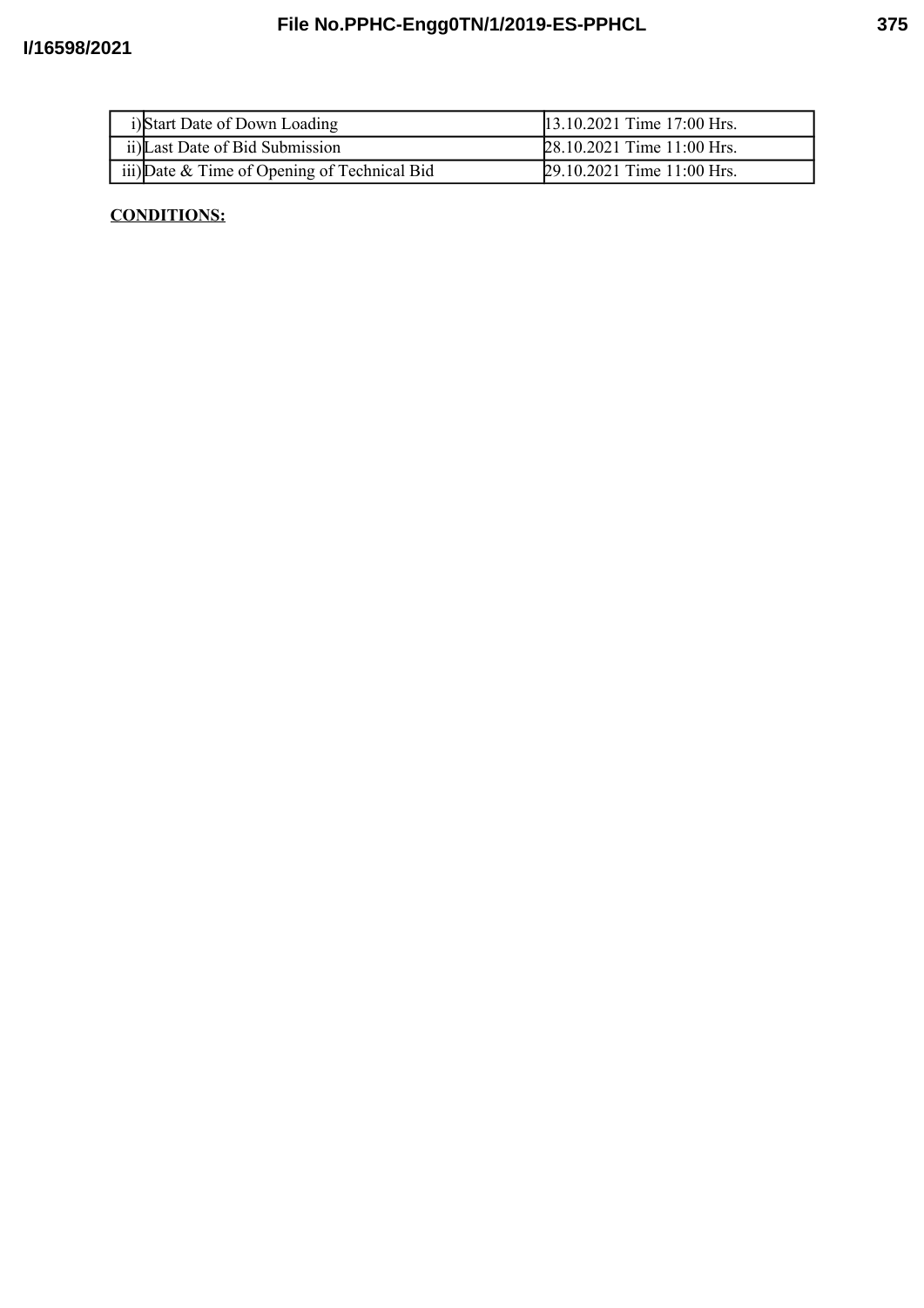| | | |
|---|---|---|
| i) | Start Date of Down Loading | 13.10.2021 Time 17:00 Hrs. |
| ii) | Last Date of Bid Submission | 28.10.2021 Time 11:00 Hrs. |
| iii) | Date & Time of Opening of Technical Bid | 29.10.2021 Time 11:00 Hrs. |

**CONDITIONS:**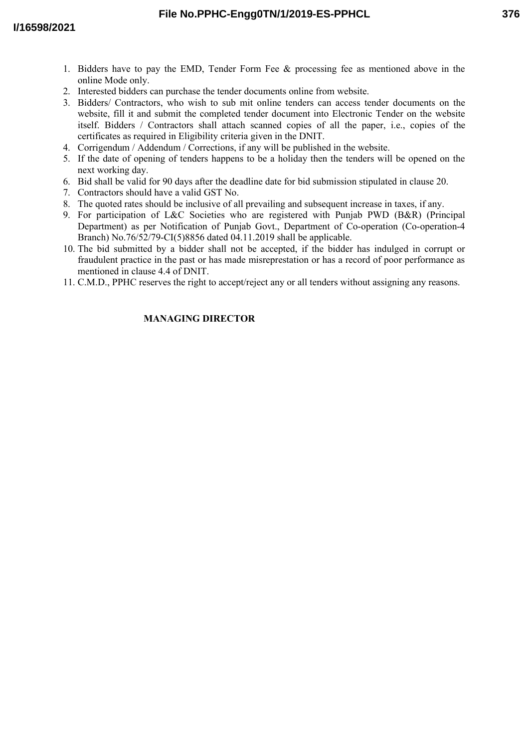1. Bidders have to pay the EMD, Tender Form Fee & processing fee as mentioned above in the online Mode only.
2. Interested bidders can purchase the tender documents online from website.
3. Bidders/ Contractors, who wish to sub mit online tenders can access tender documents on the website, fill it and submit the completed tender document into Electronic Tender on the website itself. Bidders / Contractors shall attach scanned copies of all the paper, i.e., copies of the certificates as required in Eligibility criteria given in the DNIT.
4. Corrigendum / Addendum / Corrections, if any will be published in the website.
5. If the date of opening of tenders happens to be a holiday then the tenders will be opened on the next working day.
6. Bid shall be valid for 90 days after the deadline date for bid submission stipulated in clause 20.
7. Contractors should have a valid GST No.
8. The quoted rates should be inclusive of all prevailing and subsequent increase in taxes, if any.
9. For participation of L&C Societies who are registered with Punjab PWD (B&R) (Principal Department) as per Notification of Punjab Govt., Department of Co-operation (Co-operation-4 Branch) No.76/52/79-CI(5)8856 dated 04.11.2019 shall be applicable.
10. The bid submitted by a bidder shall not be accepted, if the bidder has indulged in corrupt or fraudulent practice in the past or has made misreprestation or has a record of poor performance as mentioned in clause 4.4 of DNIT.
11. C.M.D., PPHC reserves the right to accept/reject any or all tenders without assigning any reasons.

**MANAGING DIRECTOR**